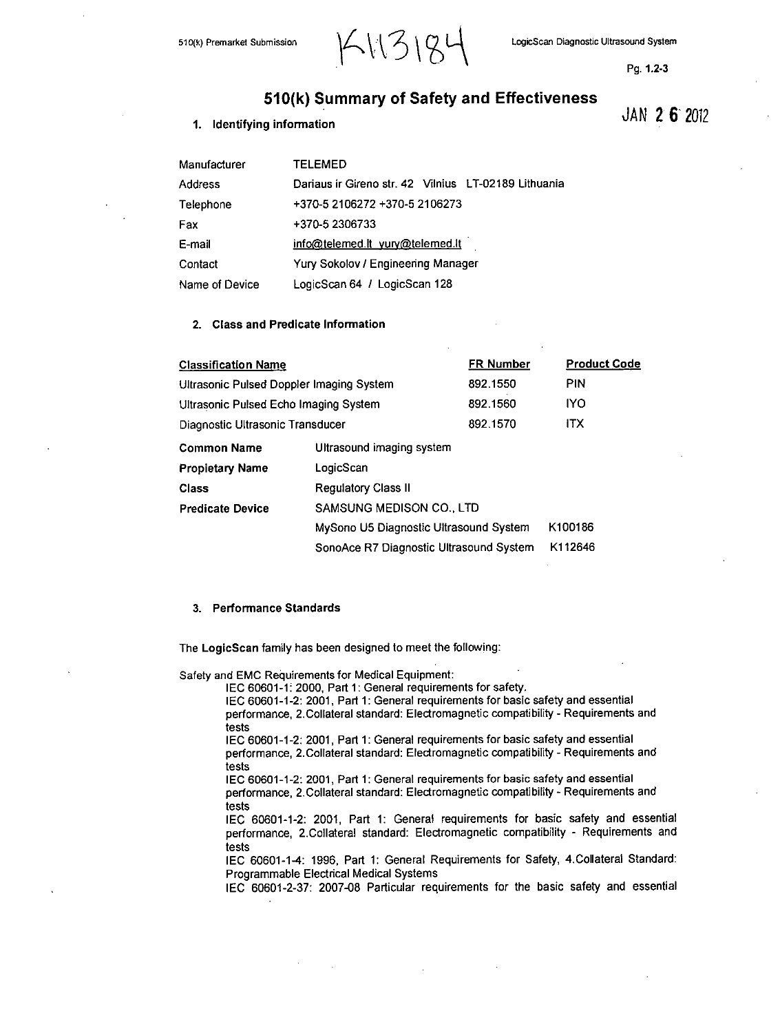K113184

JAN 26 2012

# 510(k) Summary of Safety and Effectiveness

## 1. Identifying information

| | |
|---|---|
| Manufacturer | TELEMED |
| Address | Dariaus ir Gireno str. 42 Vilnius LT-02189 Lithuania |
| Telephone | +370-5 2106272 +370-5 2106273 |
| Fax | +370-5 2306733 |
| E-mail | info@telemed.lt yury@telemed.lt |
| Contact | Yury Sokolov / Engineering Manager |
| Name of Device | LogicScan 64 / LogicScan 128 |

## 2. Class and Predicate Information

| Classification Name | FR Number | Product Code |
|---|---|---|
| Ultrasonic Pulsed Doppler Imaging System | 892.1550 | PIN |
| Ultrasonic Pulsed Echo Imaging System | 892.1560 | IYO |
| Diagnostic Ultrasonic Transducer | 892.1570 | ITX |

| | | |
|---|---|---|
| **Common Name** | Ultrasound imaging system | |
| **Propietary Name** | LogicScan | |
| **Class** | Regulatory Class II | |
| **Predicate Device** | SAMSUNG MEDISON CO., LTD | |
| | MySono U5 Diagnostic Ultrasound System | K100186 |
| | SonoAce R7 Diagnostic Ultrasound System | K112646 |

## 3. Performance Standards

The **LogicScan** family has been designed to meet the following:

Safety and EMC Requirements for Medical Equipment:

IEC 60601-1: 2000, Part 1: General requirements for safety.

IEC 60601-1-2: 2001, Part 1: General requirements for basic safety and essential performance, 2.Collateral standard: Electromagnetic compatibility - Requirements and tests

IEC 60601-1-2: 2001, Part 1: General requirements for basic safety and essential performance, 2.Collateral standard: Electromagnetic compatibility - Requirements and tests

IEC 60601-1-2: 2001, Part 1: General requirements for basic safety and essential performance, 2.Collateral standard: Electromagnetic compatibility - Requirements and tests

IEC 60601-1-2: 2001, Part 1: General requirements for basic safety and essential performance, 2.Collateral standard: Electromagnetic compatibility - Requirements and tests

IEC 60601-1-4: 1996, Part 1: General Requirements for Safety, 4.Collateral Standard: Programmable Electrical Medical Systems

IEC 60601-2-37: 2007-08 Particular requirements for the basic safety and essential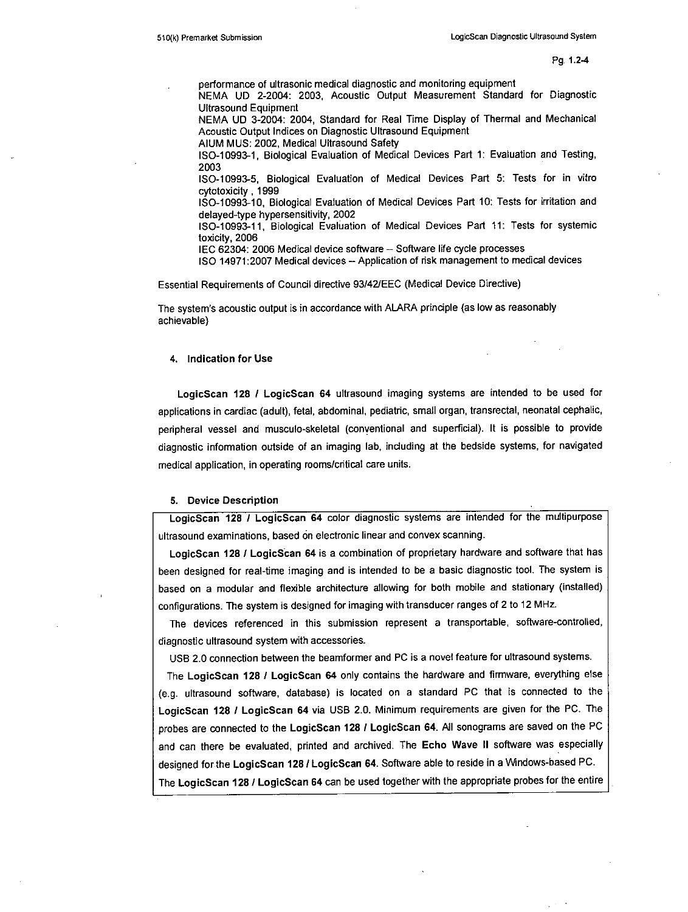performance of ultrasonic medical diagnostic and monitoring equipment
NEMA UD 2-2004: 2003, Acoustic Output Measurement Standard for Diagnostic Ultrasound Equipment
NEMA UD 3-2004: 2004, Standard for Real Time Display of Thermal and Mechanical Acoustic Output Indices on Diagnostic Ultrasound Equipment
AIUM MUS: 2002, Medical Ultrasound Safety
ISO-10993-1, Biological Evaluation of Medical Devices Part 1: Evaluation and Testing, 2003
ISO-10993-5, Biological Evaluation of Medical Devices Part 5: Tests for in vitro cytotoxicity , 1999
ISO-10993-10, Biological Evaluation of Medical Devices Part 10: Tests for irritation and delayed-type hypersensitivity, 2002
ISO-10993-11, Biological Evaluation of Medical Devices Part 11: Tests for systemic toxicity, 2006
IEC 62304: 2006 Medical device software – Software life cycle processes
ISO 14971:2007 Medical devices – Application of risk management to medical devices

Essential Requirements of Council directive 93/42/EEC (Medical Device Directive)

The system's acoustic output is in accordance with ALARA principle (as low as reasonably achievable)

## 4. Indication for Use

**LogicScan 128 / LogicScan 64** ultrasound imaging systems are intended to be used for applications in cardiac (adult), fetal, abdominal, pediatric, small organ, transrectal, neonatal cephalic, peripheral vessel and musculo-skeletal (conventional and superficial). It is possible to provide diagnostic information outside of an imaging lab, including at the bedside systems, for navigated medical application, in operating rooms/critical care units.

## 5. Device Description

**LogicScan 128 / LogicScan 64** color diagnostic systems are intended for the multipurpose ultrasound examinations, based on electronic linear and convex scanning.

**LogicScan 128 / LogicScan 64** is a combination of proprietary hardware and software that has been designed for real-time imaging and is intended to be a basic diagnostic tool. The system is based on a modular and flexible architecture allowing for both mobile and stationary (installed) configurations. The system is designed for imaging with transducer ranges of 2 to 12 MHz.

The devices referenced in this submission represent a transportable, software-controlled, diagnostic ultrasound system with accessories.

USB 2.0 connection between the beamformer and PC is a novel feature for ultrasound systems.

The **LogicScan 128 / LogicScan 64** only contains the hardware and firmware, everything else (e.g. ultrasound software, database) is located on a standard PC that is connected to the **LogicScan 128 / LogicScan 64** via USB 2.0. Minimum requirements are given for the PC. The probes are connected to the **LogicScan 128 / LogicScan 64**. All sonograms are saved on the PC and can there be evaluated, printed and archived. The **Echo Wave II** software was especially designed for the **LogicScan 128 / LogicScan 64**. Software able to reside in a Windows-based PC.

The **LogicScan 128 / LogicScan 64** can be used together with the appropriate probes for the entire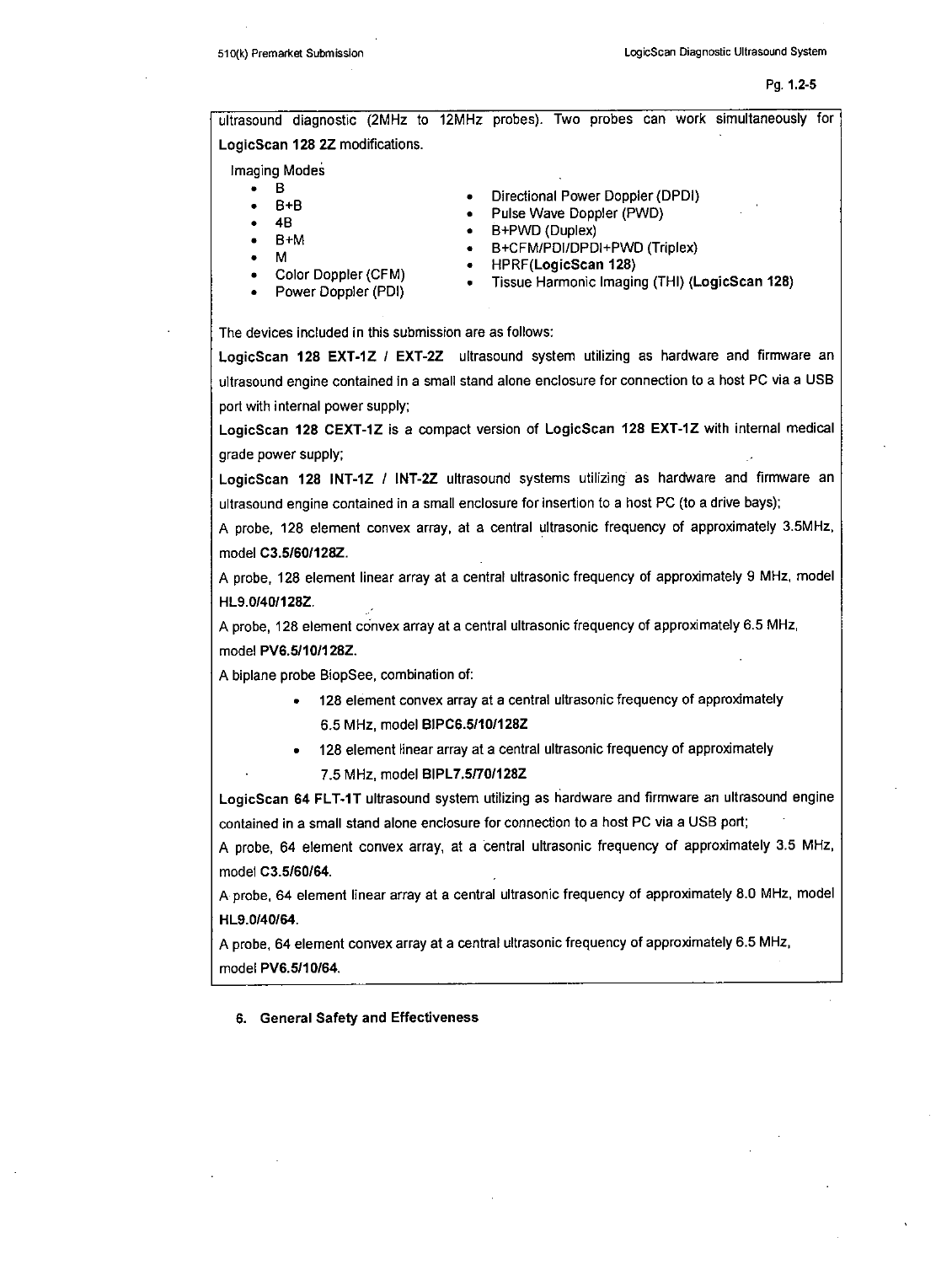ultrasound diagnostic (2MHz to 12MHz probes). Two probes can work simultaneously for **LogicScan 128 2Z** modifications.

Imaging Modes

- B
- B+B
- 4B
- B+M
- M
- Color Doppler (CFM)
- Power Doppler (PDI)
- Directional Power Doppler (DPDI)
- Pulse Wave Doppler (PWD)
- B+PWD (Duplex)
- B+CFM/PDI/DPDI+PWD (Triplex)
- HPRF(**LogicScan 128**)
- Tissue Harmonic Imaging (THI) (**LogicScan 128**)

The devices included in this submission are as follows:

**LogicScan 128 EXT-1Z / EXT-2Z** ultrasound system utilizing as hardware and firmware an ultrasound engine contained in a small stand alone enclosure for connection to a host PC via a USB port with internal power supply;

**LogicScan 128 CEXT-1Z** is a compact version of **LogicScan 128 EXT-1Z** with internal medical grade power supply;

**LogicScan 128 INT-1Z / INT-2Z** ultrasound systems utilizing as hardware and firmware an ultrasound engine contained in a small enclosure for insertion to a host PC (to a drive bays);

A probe, 128 element convex array, at a central ultrasonic frequency of approximately 3.5MHz, model **C3.5/60/128Z**.

A probe, 128 element linear array at a central ultrasonic frequency of approximately 9 MHz, model **HL9.0/40/128Z**.

A probe, 128 element convex array at a central ultrasonic frequency of approximately 6.5 MHz, model **PV6.5/10/128Z**.

A biplane probe BiopSee, combination of:

- 128 element convex array at a central ultrasonic frequency of approximately 6.5 MHz, model **BIPC6.5/10/128Z**
- 128 element linear array at a central ultrasonic frequency of approximately 7.5 MHz, model **BIPL7.5/70/128Z**

**LogicScan 64 FLT-1T** ultrasound system utilizing as hardware and firmware an ultrasound engine contained in a small stand alone enclosure for connection to a host PC via a USB port;

A probe, 64 element convex array, at a central ultrasonic frequency of approximately 3.5 MHz, model **C3.5/60/64**.

A probe, 64 element linear array at a central ultrasonic frequency of approximately 8.0 MHz, model **HL9.0/40/64**.

A probe, 64 element convex array at a central ultrasonic frequency of approximately 6.5 MHz, model **PV6.5/10/64**.

## 6. General Safety and Effectiveness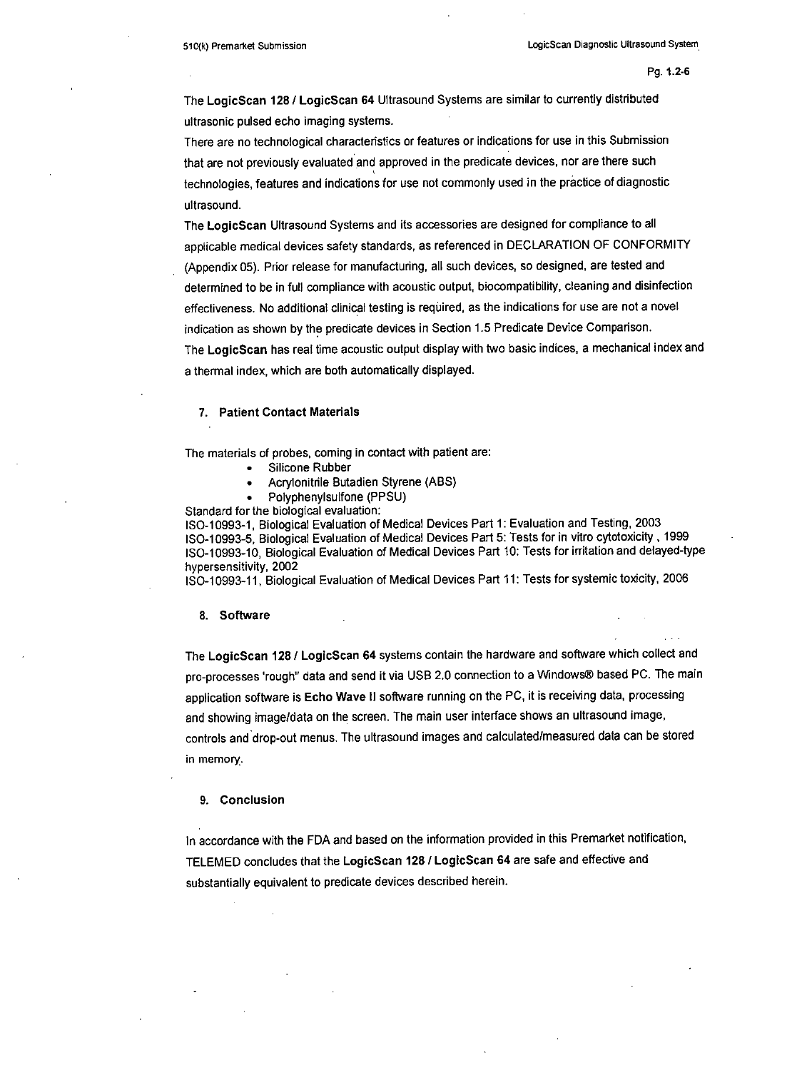The **LogicScan 128 / LogicScan 64** Ultrasound Systems are similar to currently distributed ultrasonic pulsed echo imaging systems.

There are no technological characteristics or features or indications for use in this Submission that are not previously evaluated and approved in the predicate devices, nor are there such technologies, features and indications for use not commonly used in the practice of diagnostic ultrasound.

The **LogicScan** Ultrasound Systems and its accessories are designed for compliance to all applicable medical devices safety standards, as referenced in DECLARATION OF CONFORMITY (Appendix 05). Prior release for manufacturing, all such devices, so designed, are tested and determined to be in full compliance with acoustic output, biocompatibility, cleaning and disinfection effectiveness. No additional clinical testing is required, as the indications for use are not a novel indication as shown by the predicate devices in Section 1.5 Predicate Device Comparison.

The **LogicScan** has real time acoustic output display with two basic indices, a mechanical index and a thermal index, which are both automatically displayed.

## 7. Patient Contact Materials

The materials of probes, coming in contact with patient are:

- Silicone Rubber
- Acrylonitrile Butadien Styrene (ABS)
- Polyphenylsulfone (PPSU)

Standard for the biological evaluation:
ISO-10993-1, Biological Evaluation of Medical Devices Part 1: Evaluation and Testing, 2003
ISO-10993-5, Biological Evaluation of Medical Devices Part 5: Tests for in vitro cytotoxicity , 1999
ISO-10993-10, Biological Evaluation of Medical Devices Part 10: Tests for irritation and delayed-type hypersensitivity, 2002
ISO-10993-11, Biological Evaluation of Medical Devices Part 11: Tests for systemic toxicity, 2006

## 8. Software

The **LogicScan 128 / LogicScan 64** systems contain the hardware and software which collect and pre-processes 'rough" data and send it via USB 2.0 connection to a Windows® based PC. The main application software is **Echo Wave II** software running on the PC, it is receiving data, processing and showing image/data on the screen. The main user interface shows an ultrasound image, controls and drop-out menus. The ultrasound images and calculated/measured data can be stored in memory.

## 9. Conclusion

In accordance with the FDA and based on the information provided in this Premarket notification, TELEMED concludes that the **LogicScan 128 / LogicScan 64** are safe and effective and substantially equivalent to predicate devices described herein.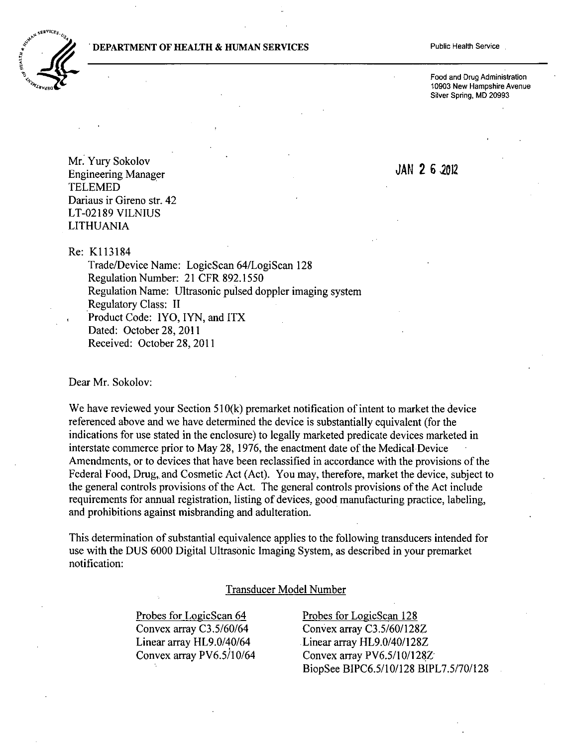DEPARTMENT OF HEALTH & HUMAN SERVICES

Public Health Service

Food and Drug Administration
10903 New Hampshire Avenue
Silver Spring, MD 20993

Mr. Yury Sokolov
Engineering Manager
TELEMED
Dariaus ir Gireno str. 42
LT-02189 VILNIUS
LITHUANIA

JAN 26 2012

Re: K113184
Trade/Device Name: LogicScan 64/LogiScan 128
Regulation Number: 21 CFR 892.1550
Regulation Name: Ultrasonic pulsed doppler imaging system
Regulatory Class: II
Product Code: IYO, IYN, and ITX
Dated: October 28, 2011
Received: October 28, 2011

Dear Mr. Sokolov:

We have reviewed your Section 510(k) premarket notification of intent to market the device referenced above and we have determined the device is substantially equivalent (for the indications for use stated in the enclosure) to legally marketed predicate devices marketed in interstate commerce prior to May 28, 1976, the enactment date of the Medical Device Amendments, or to devices that have been reclassified in accordance with the provisions of the Federal Food, Drug, and Cosmetic Act (Act). You may, therefore, market the device, subject to the general controls provisions of the Act. The general controls provisions of the Act include requirements for annual registration, listing of devices, good manufacturing practice, labeling, and prohibitions against misbranding and adulteration.

This determination of substantial equivalence applies to the following transducers intended for use with the DUS 6000 Digital Ultrasonic Imaging System, as described in your premarket notification:

Transducer Model Number

| Probes for LogicScan 64 | Probes for LogicScan 128 |
|---|---|
| Convex array C3.5/60/64 | Convex array C3.5/60/128Z |
| Linear array HL9.0/40/64 | Linear array HL9.0/40/128Z |
| Convex array PV6.5/10/64 | Convex array PV6.5/10/128Z |
| | BiopSee BIPC6.5/10/128 BIPL7.5/70/128 |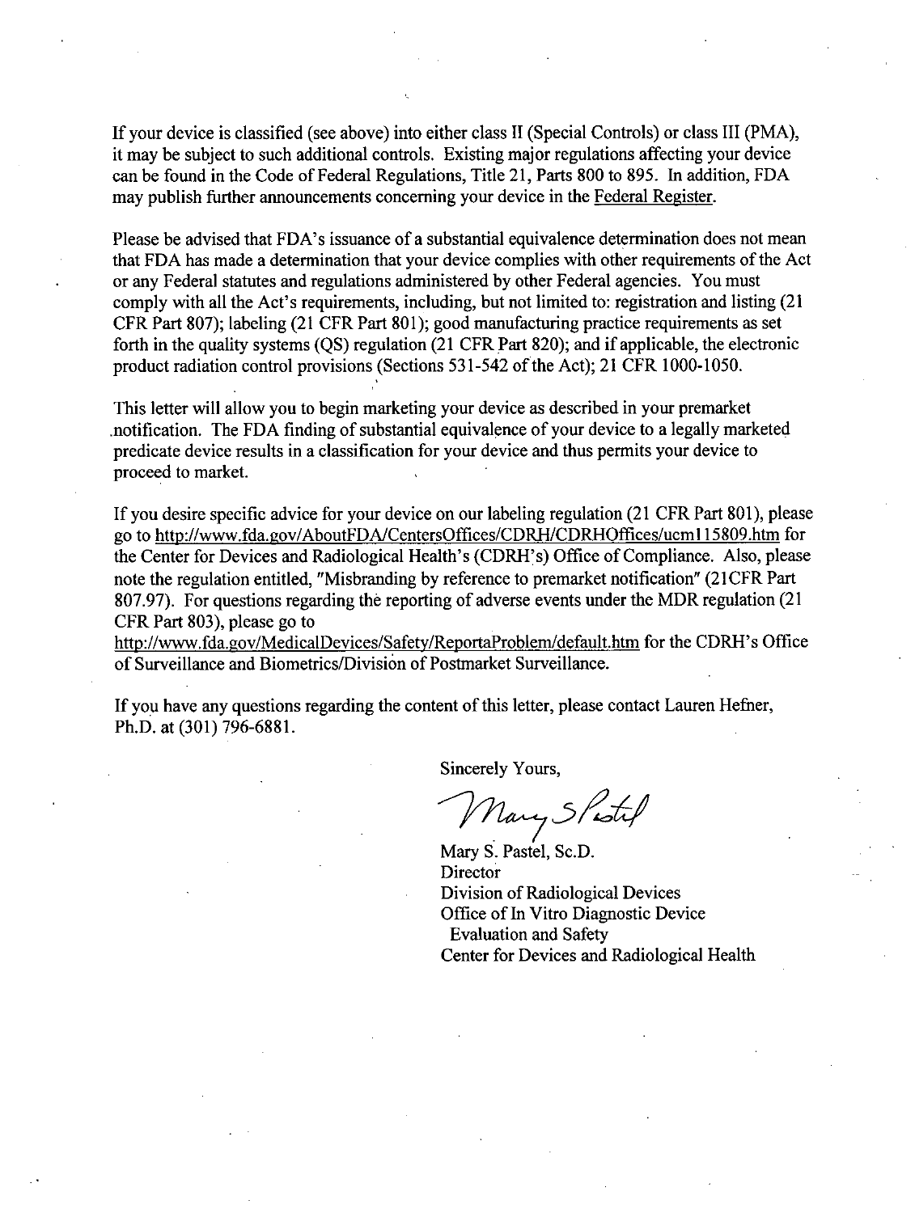If your device is classified (see above) into either class II (Special Controls) or class III (PMA), it may be subject to such additional controls. Existing major regulations affecting your device can be found in the Code of Federal Regulations, Title 21, Parts 800 to 895. In addition, FDA may publish further announcements concerning your device in the Federal Register.

Please be advised that FDA's issuance of a substantial equivalence determination does not mean that FDA has made a determination that your device complies with other requirements of the Act or any Federal statutes and regulations administered by other Federal agencies. You must comply with all the Act's requirements, including, but not limited to: registration and listing (21 CFR Part 807); labeling (21 CFR Part 801); good manufacturing practice requirements as set forth in the quality systems (QS) regulation (21 CFR Part 820); and if applicable, the electronic product radiation control provisions (Sections 531-542 of the Act); 21 CFR 1000-1050.

This letter will allow you to begin marketing your device as described in your premarket notification. The FDA finding of substantial equivalence of your device to a legally marketed predicate device results in a classification for your device and thus permits your device to proceed to market.

If you desire specific advice for your device on our labeling regulation (21 CFR Part 801), please go to http://www.fda.gov/AboutFDA/CentersOffices/CDRH/CDRHOffices/ucm115809.htm for the Center for Devices and Radiological Health's (CDRH's) Office of Compliance. Also, please note the regulation entitled, "Misbranding by reference to premarket notification" (21CFR Part 807.97). For questions regarding the reporting of adverse events under the MDR regulation (21 CFR Part 803), please go to http://www.fda.gov/MedicalDevices/Safety/ReportaProblem/default.htm for the CDRH's Office of Surveillance and Biometrics/Division of Postmarket Surveillance.

If you have any questions regarding the content of this letter, please contact Lauren Hefner, Ph.D. at (301) 796-6881.

Sincerely Yours,

Mary S Pastel

Mary S. Pastel, Sc.D.
Director
Division of Radiological Devices
Office of In Vitro Diagnostic Device
Evaluation and Safety
Center for Devices and Radiological Health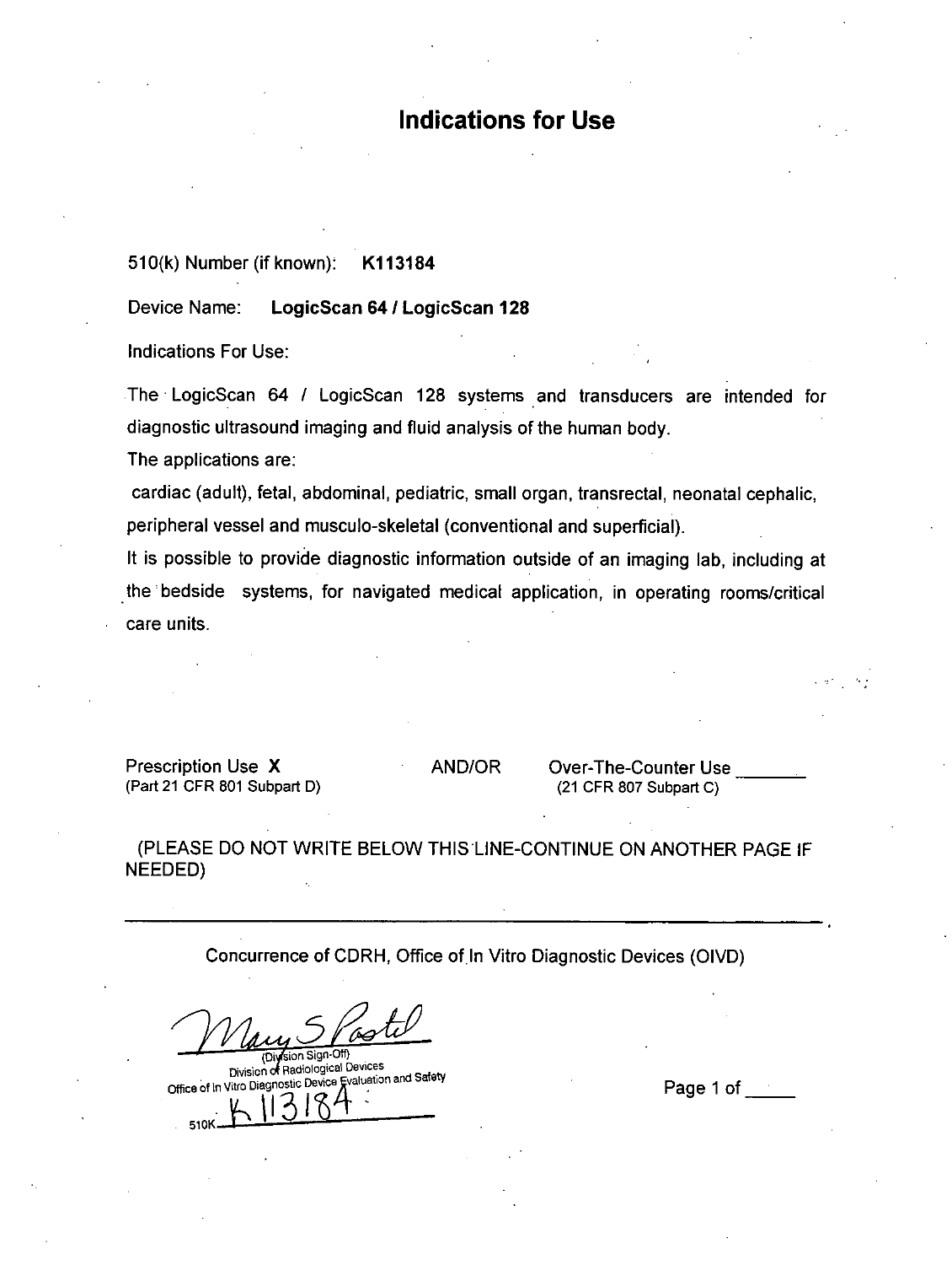# Indications for Use

510(k) Number (if known): **K113184**

Device Name: **LogicScan 64 / LogicScan 128**

Indications For Use:

The LogicScan 64 / LogicScan 128 systems and transducers are intended for diagnostic ultrasound imaging and fluid analysis of the human body.

The applications are:

cardiac (adult), fetal, abdominal, pediatric, small organ, transrectal, neonatal cephalic, peripheral vessel and musculo-skeletal (conventional and superficial).

It is possible to provide diagnostic information outside of an imaging lab, including at the bedside systems, for navigated medical application, in operating rooms/critical care units.

Prescription Use **X** (Part 21 CFR 801 Subpart D) AND/OR Over-The-Counter Use _______ (21 CFR 807 Subpart C)

(PLEASE DO NOT WRITE BELOW THIS LINE-CONTINUE ON ANOTHER PAGE IF NEEDED)

---

Concurrence of CDRH, Office of In Vitro Diagnostic Devices (OIVD)

(Division Sign-Off)
Division of Radiological Devices
Office of In Vitro Diagnostic Device Evaluation and Safety

510K K113184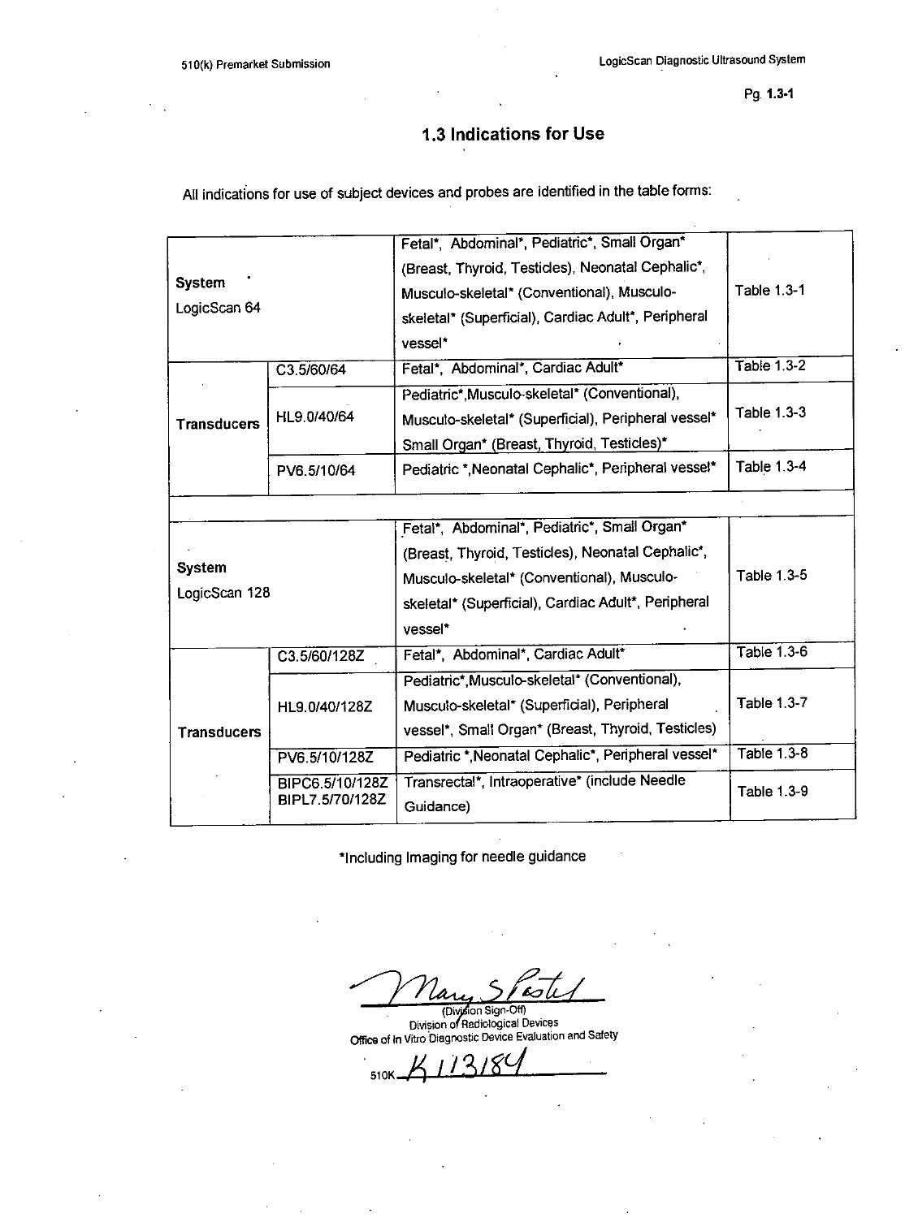## 1.3 Indications for Use

All indications for use of subject devices and probes are identified in the table forms:

| | | | |
|---|---|---|---|
| **System** LogicScan 64 | | Fetal*, Abdominal*, Pediatric*, Small Organ* (Breast, Thyroid, Testicles), Neonatal Cephalic*, Musculo-skeletal* (Conventional), Musculo-skeletal* (Superficial), Cardiac Adult*, Peripheral vessel* | Table 1.3-1 |
| **Transducers** | C3.5/60/64 | Fetal*, Abdominal*, Cardiac Adult* | Table 1.3-2 |
| | HL9.0/40/64 | Pediatric*,Musculo-skeletal* (Conventional), Musculo-skeletal* (Superficial), Peripheral vessel* Small Organ* (Breast, Thyroid, Testicles)* | Table 1.3-3 |
| | PV6.5/10/64 | Pediatric *,Neonatal Cephalic*, Peripheral vessel* | Table 1.3-4 |
| | | | |
| **System** LogicScan 128 | | Fetal*, Abdominal*, Pediatric*, Small Organ* (Breast, Thyroid, Testicles), Neonatal Cephalic*, Musculo-skeletal* (Conventional), Musculo-skeletal* (Superficial), Cardiac Adult*, Peripheral vessel* | Table 1.3-5 |
| **Transducers** | C3.5/60/128Z | Fetal*, Abdominal*, Cardiac Adult* | Table 1.3-6 |
| | HL9.0/40/128Z | Pediatric*,Musculo-skeletal* (Conventional), Musculo-skeletal* (Superficial), Peripheral vessel*, Small Organ* (Breast, Thyroid, Testicles) | Table 1.3-7 |
| | PV6.5/10/128Z | Pediatric *,Neonatal Cephalic*, Peripheral vessel* | Table 1.3-8 |
| | BIPC6.5/10/128Z BIPL7.5/70/128Z | Transrectal*, Intraoperative* (include Needle Guidance) | Table 1.3-9 |

*Including Imaging for needle guidance

Mary S Pastel
(Division Sign-Off)
Division of Radiological Devices
Office of In Vitro Diagnostic Device Evaluation and Safety

510K K113184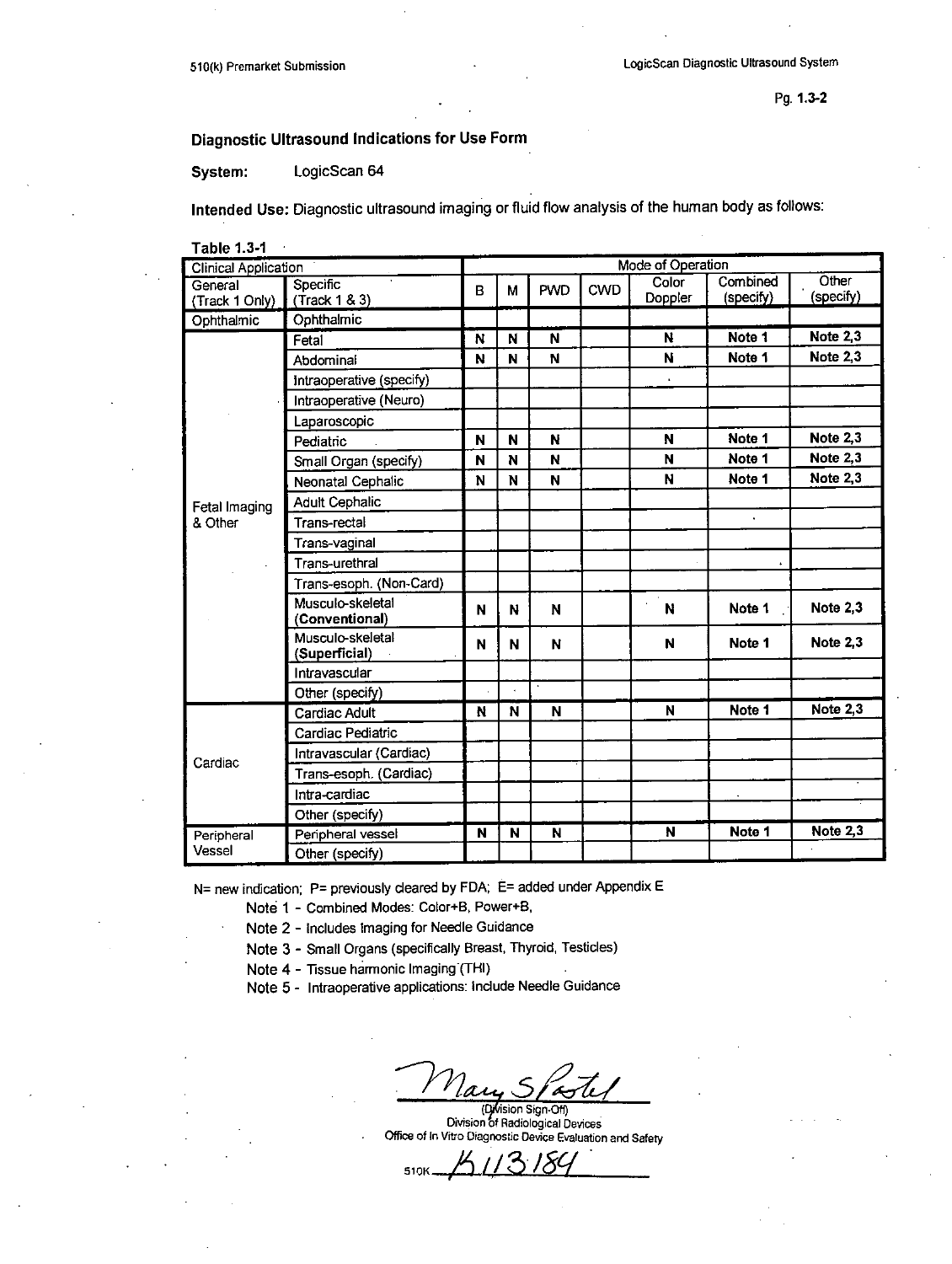## Diagnostic Ultrasound Indications for Use Form

**System:** LogicScan 64

**Intended Use:** Diagnostic ultrasound imaging or fluid flow analysis of the human body as follows:

**Table 1.3-1**

| Clinical Application | | Mode of Operation | | | | | | |
|---|---|---|---|---|---|---|---|---|
| General (Track 1 Only) | Specific (Track 1 & 3) | B | M | PWD | CWD | Color Doppler | Combined (specify) | Other (specify) |
| Ophthalmic | Ophthalmic | | | | | | | |
| Fetal Imaging & Other | Fetal | N | N | N | | N | Note 1 | Note 2,3 |
| | Abdominal | N | N | N | | N | Note 1 | Note 2,3 |
| | Intraoperative (specify) | | | | | | | |
| | Intraoperative (Neuro) | | | | | | | |
| | Laparoscopic | | | | | | | |
| | Pediatric | N | N | N | | N | Note 1 | Note 2,3 |
| | Small Organ (specify) | N | N | N | | N | Note 1 | Note 2,3 |
| | Neonatal Cephalic | N | N | N | | N | Note 1 | Note 2,3 |
| | Adult Cephalic | | | | | | | |
| | Trans-rectal | | | | | | | |
| | Trans-vaginal | | | | | | | |
| | Trans-urethral | | | | | | | |
| | Trans-esoph. (Non-Card) | | | | | | | |
| | Musculo-skeletal (**Conventional**) | N | N | N | | N | Note 1 | Note 2,3 |
| | Musculo-skeletal (**Superficial**) | N | N | N | | N | Note 1 | Note 2,3 |
| | Intravascular | | | | | | | |
| | Other (specify) | | | | | | | |
| Cardiac | Cardiac Adult | N | N | N | | N | Note 1 | Note 2,3 |
| | Cardiac Pediatric | | | | | | | |
| | Intravascular (Cardiac) | | | | | | | |
| | Trans-esoph. (Cardiac) | | | | | | | |
| | Intra-cardiac | | | | | | | |
| | Other (specify) | | | | | | | |
| Peripheral Vessel | Peripheral vessel | N | N | N | | N | Note 1 | Note 2,3 |
| | Other (specify) | | | | | | | |

N= new indication; P= previously cleared by FDA; E= added under Appendix E

Note 1 - Combined Modes: Color+B, Power+B,

Note 2 - Includes Imaging for Needle Guidance

Note 3 - Small Organs (specifically Breast, Thyroid, Testicles)

Note 4 - Tissue harmonic Imaging (THI)

Note 5 - Intraoperative applications: Include Needle Guidance

Mary S Pastel

(Division Sign-Off)
Division of Radiological Devices
Office of In Vitro Diagnostic Device Evaluation and Safety

510K K113184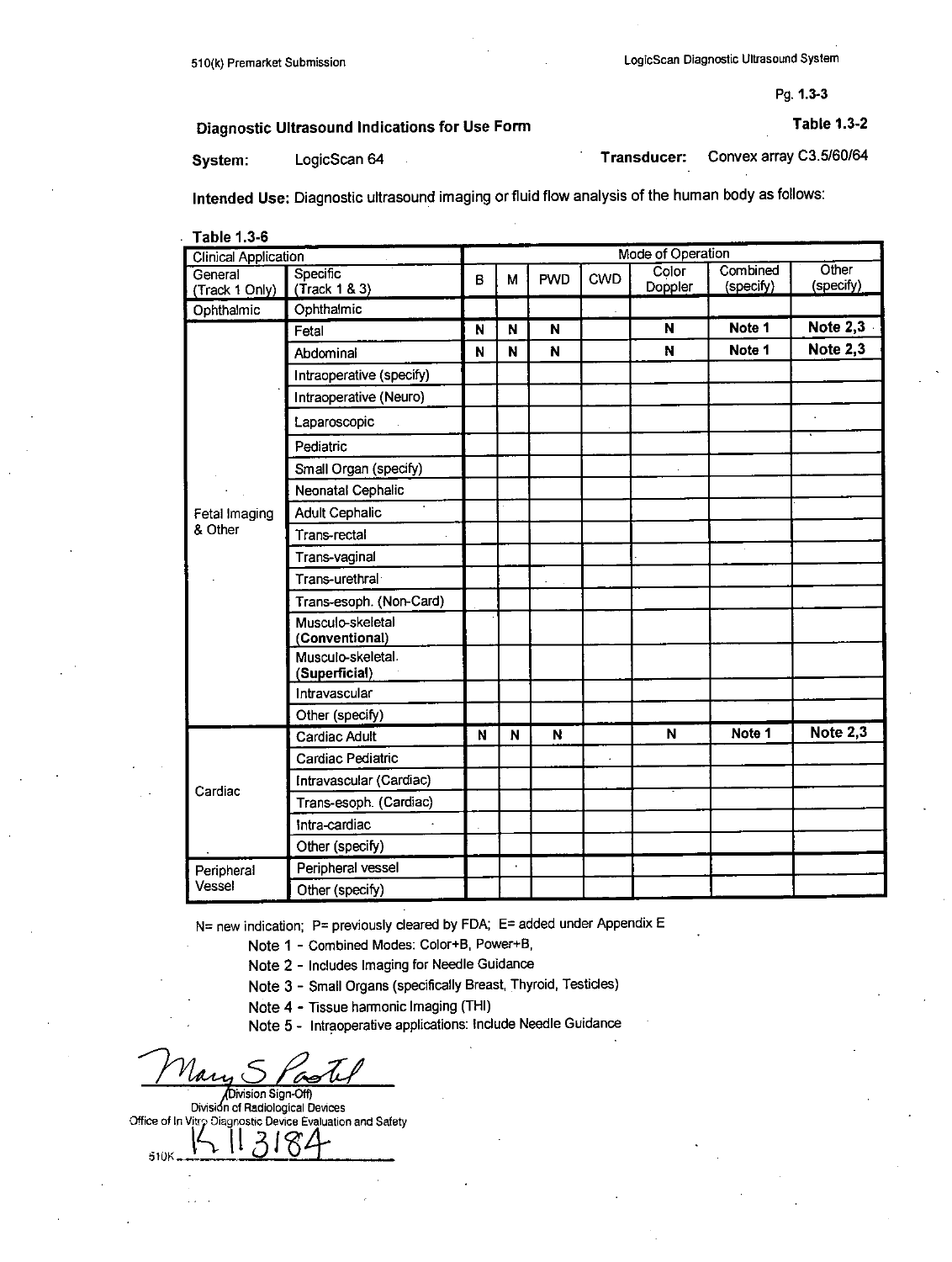Pg. 1.3-3

## Diagnostic Ultrasound Indications for Use Form

**Table 1.3-2**

**System:** LogicScan 64 **Transducer:** Convex array C3.5/60/64

**Intended Use:** Diagnostic ultrasound imaging or fluid flow analysis of the human body as follows:

**Table 1.3-6**

| Clinical Application | | Mode of Operation | | | | | | |
|---|---|---|---|---|---|---|---|---|
| General (Track 1 Only) | Specific (Track 1 & 3) | B | M | PWD | CWD | Color Doppler | Combined (specify) | Other (specify) |
| Ophthalmic | Ophthalmic | | | | | | | |
| Fetal Imaging & Other | Fetal | N | N | N | | N | Note 1 | Note 2,3 |
| | Abdominal | N | N | N | | N | Note 1 | Note 2,3 |
| | Intraoperative (specify) | | | | | | | |
| | Intraoperative (Neuro) | | | | | | | |
| | Laparoscopic | | | | | | | |
| | Pediatric | | | | | | | |
| | Small Organ (specify) | | | | | | | |
| | Neonatal Cephalic | | | | | | | |
| | Adult Cephalic | | | | | | | |
| | Trans-rectal | | | | | | | |
| | Trans-vaginal | | | | | | | |
| | Trans-urethral | | | | | | | |
| | Trans-esoph. (Non-Card) | | | | | | | |
| | Musculo-skeletal (**Conventional**) | | | | | | | |
| | Musculo-skeletal (**Superficial**) | | | | | | | |
| | Intravascular | | | | | | | |
| | Other (specify) | | | | | | | |
| Cardiac | Cardiac Adult | N | N | N | | N | Note 1 | Note 2,3 |
| | Cardiac Pediatric | | | | | | | |
| | Intravascular (Cardiac) | | | | | | | |
| | Trans-esoph. (Cardiac) | | | | | | | |
| | Intra-cardiac | | | | | | | |
| | Other (specify) | | | | | | | |
| Peripheral Vessel | Peripheral vessel | | | | | | | |
| | Other (specify) | | | | | | | |

N= new indication; P= previously cleared by FDA; E= added under Appendix E

Note 1 - Combined Modes: Color+B, Power+B,

Note 2 - Includes Imaging for Needle Guidance

Note 3 - Small Organs (specifically Breast, Thyroid, Testicles)

Note 4 - Tissue harmonic Imaging (THI)

Note 5 - Intraoperative applications: Include Needle Guidance

Mary S Pastel

(Division Sign-Off)
Division of Radiological Devices
Office of In Vitro Diagnostic Device Evaluation and Safety

510K K113184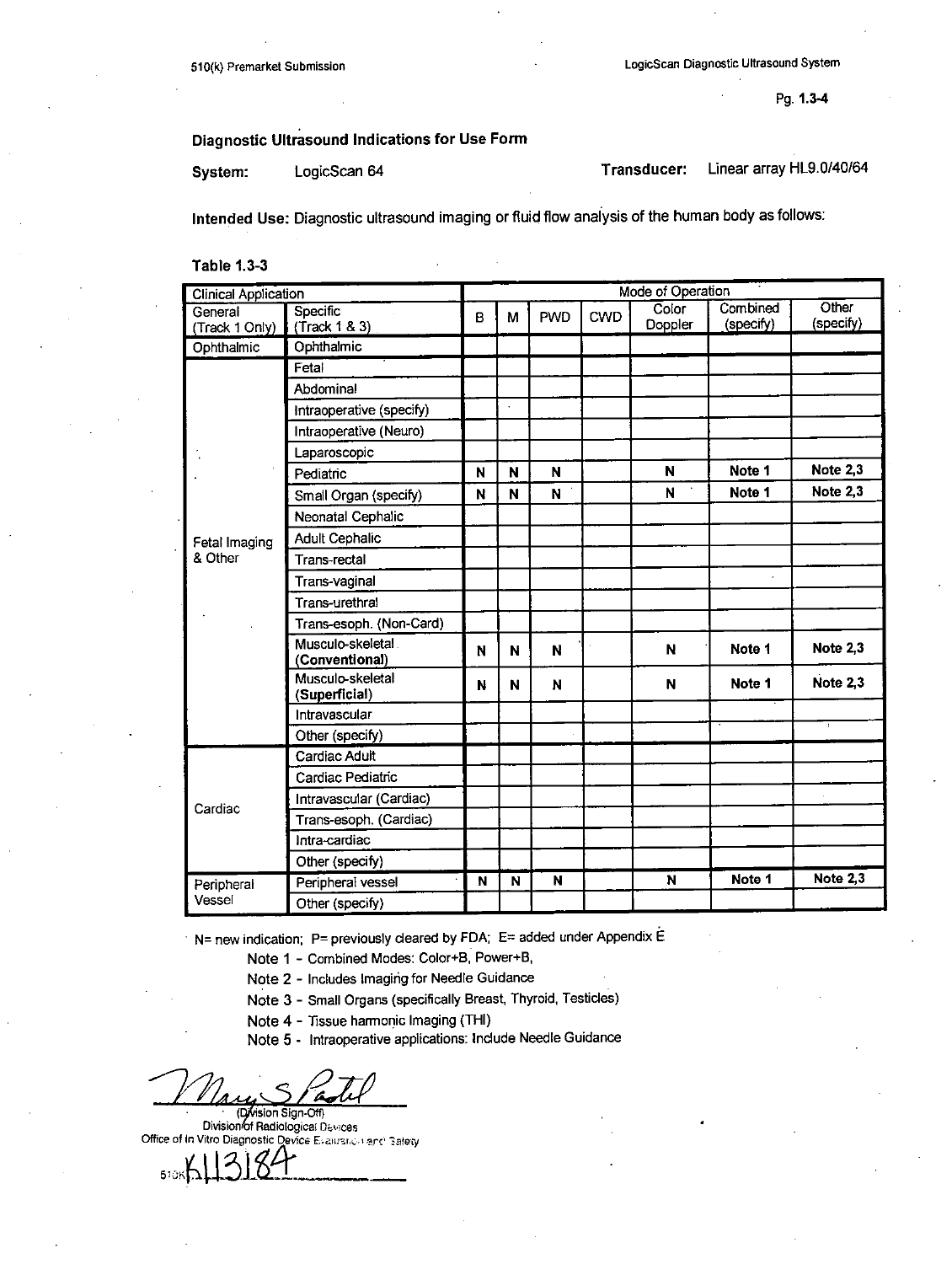510(k) Premarket Submission

LogicScan Diagnostic Ultrasound System

Pg. 1.3-4

## Diagnostic Ultrasound Indications for Use Form

**System:** LogicScan 64 **Transducer:** Linear array HL9.0/40/64

**Intended Use:** Diagnostic ultrasound imaging or fluid flow analysis of the human body as follows:

**Table 1.3-3**

| Clinical Application | | Mode of Operation | | | | | | |
|---|---|---|---|---|---|---|---|---|
| General (Track 1 Only) | Specific (Track 1 & 3) | B | M | PWD | CWD | Color Doppler | Combined (specify) | Other (specify) |
| Ophthalmic | Ophthalmic | | | | | | | |
| Fetal Imaging & Other | Fetal | | | | | | | |
| | Abdominal | | | | | | | |
| | Intraoperative (specify) | | | | | | | |
| | Intraoperative (Neuro) | | | | | | | |
| | Laparoscopic | | | | | | | |
| | Pediatric | N | N | N | | N | Note 1 | Note 2,3 |
| | Small Organ (specify) | N | N | N | | N | Note 1 | Note 2,3 |
| | Neonatal Cephalic | | | | | | | |
| | Adult Cephalic | | | | | | | |
| | Trans-rectal | | | | | | | |
| | Trans-vaginal | | | | | | | |
| | Trans-urethral | | | | | | | |
| | Trans-esoph. (Non-Card) | | | | | | | |
| | Musculo-skeletal **(Conventional)** | N | N | N | | N | Note 1 | Note 2,3 |
| | Musculo-skeletal **(Superficial)** | N | N | N | | N | Note 1 | Note 2,3 |
| | Intravascular | | | | | | | |
| | Other (specify) | | | | | | | |
| Cardiac | Cardiac Adult | | | | | | | |
| | Cardiac Pediatric | | | | | | | |
| | Intravascular (Cardiac) | | | | | | | |
| | Trans-esoph. (Cardiac) | | | | | | | |
| | Intra-cardiac | | | | | | | |
| | Other (specify) | | | | | | | |
| Peripheral Vessel | Peripheral vessel | N | N | N | | N | Note 1 | Note 2,3 |
| | Other (specify) | | | | | | | |

N= new indication; P= previously cleared by FDA; E= added under Appendix E

- Note 1 - Combined Modes: Color+B, Power+B,
- Note 2 - Includes Imaging for Needle Guidance
- Note 3 - Small Organs (specifically Breast, Thyroid, Testicles)
- Note 4 - Tissue harmonic Imaging (THI)
- Note 5 - Intraoperative applications: Include Needle Guidance

Mary S Pastel
(Division Sign-Off)
Division of Radiological Devices
Office of In Vitro Diagnostic Device Evaluation and Safety

510K K113184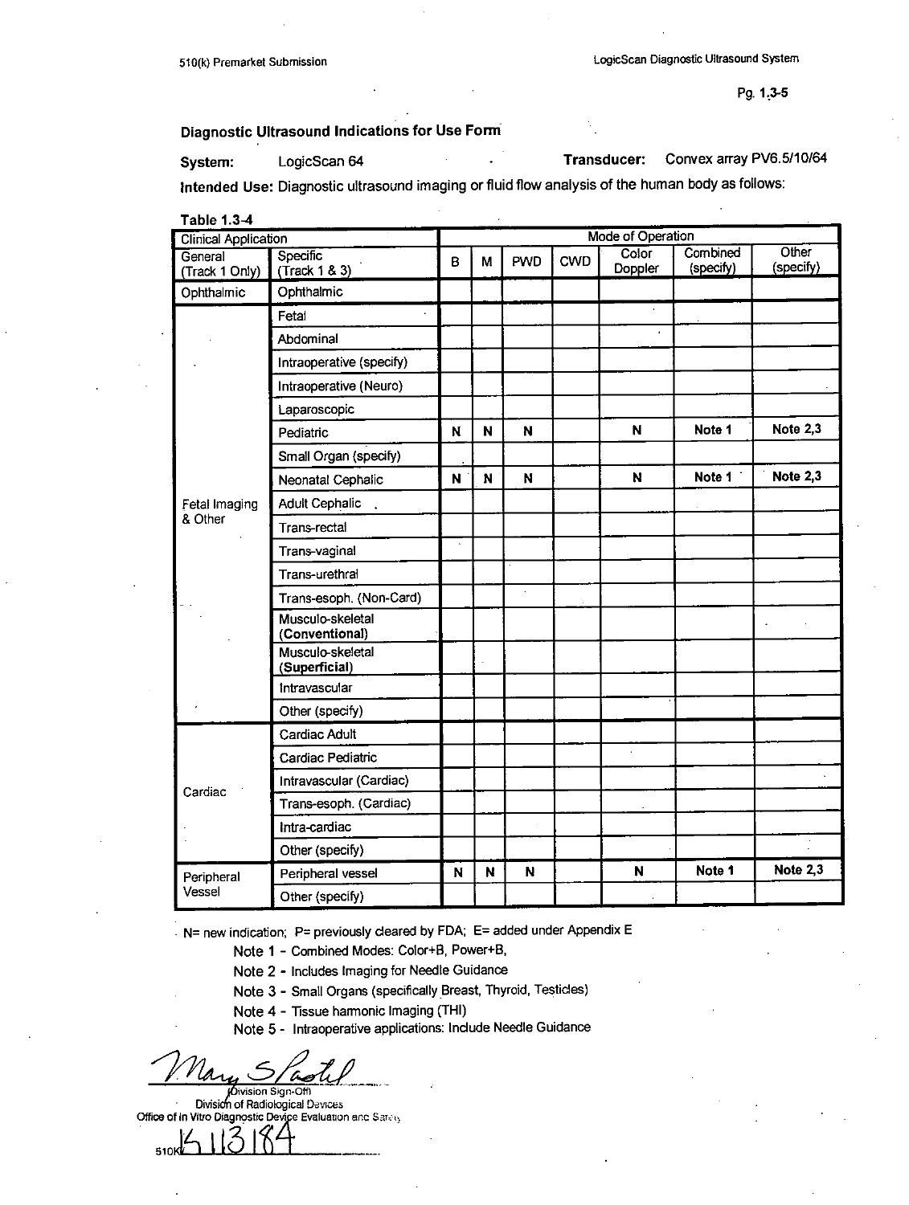Diagnostic Ultrasound Indications for Use Form

**System:** LogicScan 64 **Transducer:** Convex array PV6.5/10/64

**Intended Use:** Diagnostic ultrasound imaging or fluid flow analysis of the human body as follows:

**Table 1.3-4**

| Clinical Application | | Mode of Operation | | | | | | |
|---|---|---|---|---|---|---|---|---|
| General (Track 1 Only) | Specific (Track 1 & 3) | B | M | PWD | CWD | Color Doppler | Combined (specify) | Other (specify) |
| Ophthalmic | Ophthalmic | | | | | | | |
| Fetal Imaging & Other | Fetal | | | | | | | |
| | Abdominal | | | | | | | |
| | Intraoperative (specify) | | | | | | | |
| | Intraoperative (Neuro) | | | | | | | |
| | Laparoscopic | | | | | | | |
| | Pediatric | N | N | N | | N | Note 1 | Note 2,3 |
| | Small Organ (specify) | | | | | | | |
| | Neonatal Cephalic | N | N | N | | N | Note 1 | Note 2,3 |
| | Adult Cephalic | | | | | | | |
| | Trans-rectal | | | | | | | |
| | Trans-vaginal | | | | | | | |
| | Trans-urethral | | | | | | | |
| | Trans-esoph. (Non-Card) | | | | | | | |
| | Musculo-skeletal (**Conventional**) | | | | | | | |
| | Musculo-skeletal (**Superficial**) | | | | | | | |
| | Intravascular | | | | | | | |
| | Other (specify) | | | | | | | |
| Cardiac | Cardiac Adult | | | | | | | |
| | Cardiac Pediatric | | | | | | | |
| | Intravascular (Cardiac) | | | | | | | |
| | Trans-esoph. (Cardiac) | | | | | | | |
| | Intra-cardiac | | | | | | | |
| | Other (specify) | | | | | | | |
| Peripheral Vessel | Peripheral vessel | N | N | N | | N | Note 1 | Note 2,3 |
| | Other (specify) | | | | | | | |

N= new indication; P= previously cleared by FDA; E= added under Appendix E

Note 1 - Combined Modes: Color+B, Power+B,
Note 2 - Includes Imaging for Needle Guidance
Note 3 - Small Organs (specifically Breast, Thyroid, Testicles)
Note 4 - Tissue harmonic Imaging (THI)
Note 5 - Intraoperative applications: Include Needle Guidance

Mary S Pastel

(Division Sign-Off)
Division of Radiological Devices
Office of In Vitro Diagnostic Device Evaluation and Safety

510K K113184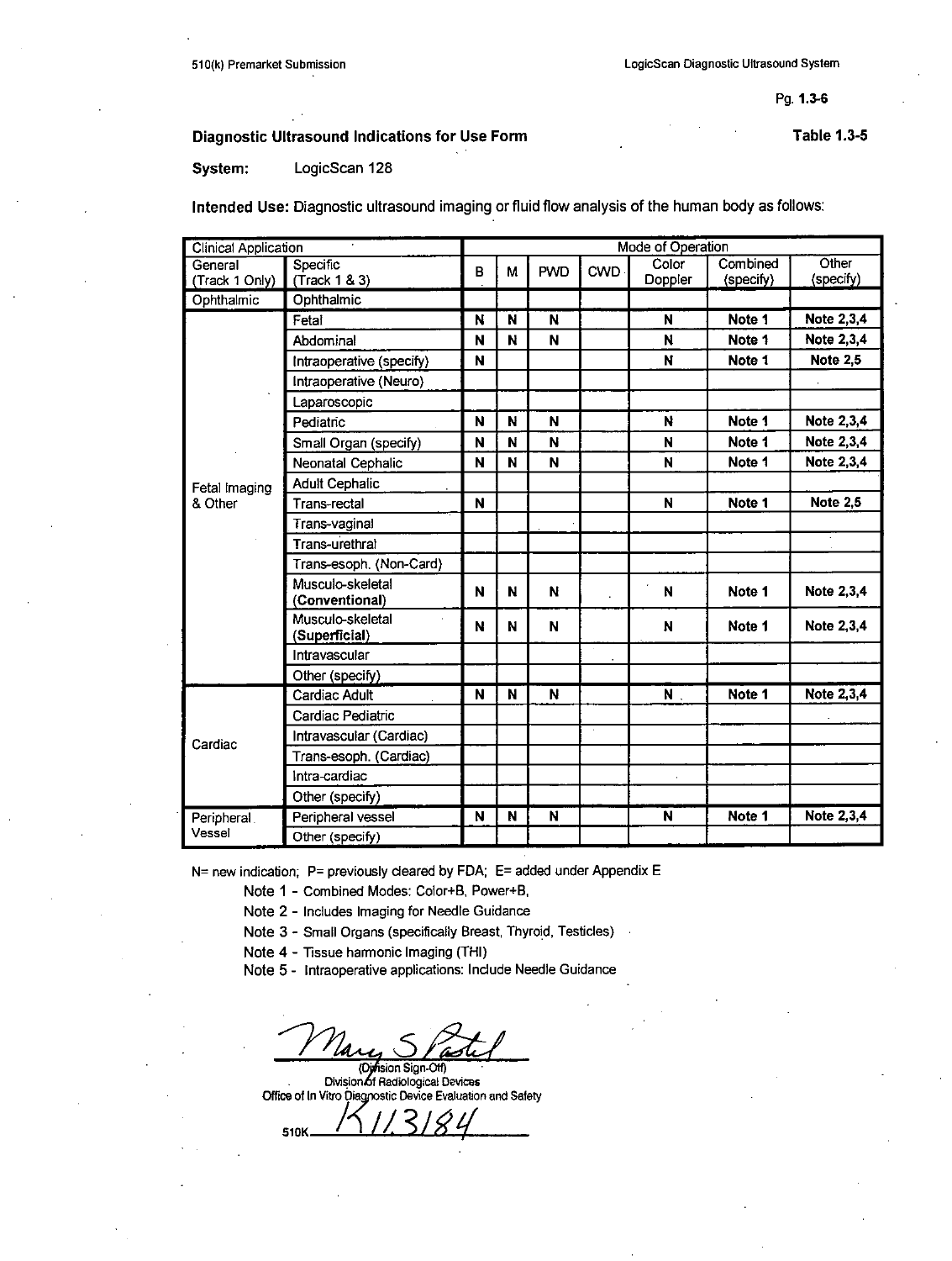**Diagnostic Ultrasound Indications for Use Form** **Table 1.3-5**

**System:** LogicScan 128

**Intended Use:** Diagnostic ultrasound imaging or fluid flow analysis of the human body as follows:

| Clinical Application | | Mode of Operation | | | | | | |
|---|---|---|---|---|---|---|---|---|
| General (Track 1 Only) | Specific (Track 1 & 3) | B | M | PWD | CWD | Color Doppler | Combined (specify) | Other (specify) |
| Ophthalmic | Ophthalmic | | | | | | | |
| Fetal Imaging & Other | Fetal | **N** | **N** | **N** | | **N** | **Note 1** | **Note 2,3,4** |
| | Abdominal | **N** | **N** | **N** | | **N** | **Note 1** | **Note 2,3,4** |
| | Intraoperative (specify) | **N** | | | | **N** | **Note 1** | **Note 2,5** |
| | Intraoperative (Neuro) | | | | | | | |
| | Laparoscopic | | | | | | | |
| | Pediatric | **N** | **N** | **N** | | **N** | **Note 1** | **Note 2,3,4** |
| | Small Organ (specify) | **N** | **N** | **N** | | **N** | **Note 1** | **Note 2,3,4** |
| | Neonatal Cephalic | **N** | **N** | **N** | | **N** | **Note 1** | **Note 2,3,4** |
| | Adult Cephalic | | | | | | | |
| | Trans-rectal | **N** | | | | **N** | **Note 1** | **Note 2,5** |
| | Trans-vaginal | | | | | | | |
| | Trans-urethral | | | | | | | |
| | Trans-esoph. (Non-Card) | | | | | | | |
| | Musculo-skeletal (**Conventional**) | **N** | **N** | **N** | | **N** | **Note 1** | **Note 2,3,4** |
| | Musculo-skeletal (**Superficial**) | **N** | **N** | **N** | | **N** | **Note 1** | **Note 2,3,4** |
| | Intravascular | | | | | | | |
| | Other (specify) | | | | | | | |
| Cardiac | Cardiac Adult | **N** | **N** | **N** | | **N** | **Note 1** | **Note 2,3,4** |
| | Cardiac Pediatric | | | | | | | |
| | Intravascular (Cardiac) | | | | | | | |
| | Trans-esoph. (Cardiac) | | | | | | | |
| | Intra-cardiac | | | | | | | |
| | Other (specify) | | | | | | | |
| Peripheral Vessel | Peripheral vessel | **N** | **N** | **N** | | **N** | **Note 1** | **Note 2,3,4** |
| | Other (specify) | | | | | | | |

N= new indication; P= previously cleared by FDA; E= added under Appendix E

- Note 1 - Combined Modes: Color+B, Power+B,
- Note 2 - Includes Imaging for Needle Guidance
- Note 3 - Small Organs (specifically Breast, Thyroid, Testicles)
- Note 4 - Tissue harmonic Imaging (THI)
- Note 5 - Intraoperative applications: Include Needle Guidance

Mary S Pastel
(Division Sign-Off)
Division of Radiological Devices
Office of In Vitro Diagnostic Device Evaluation and Safety

510K K113184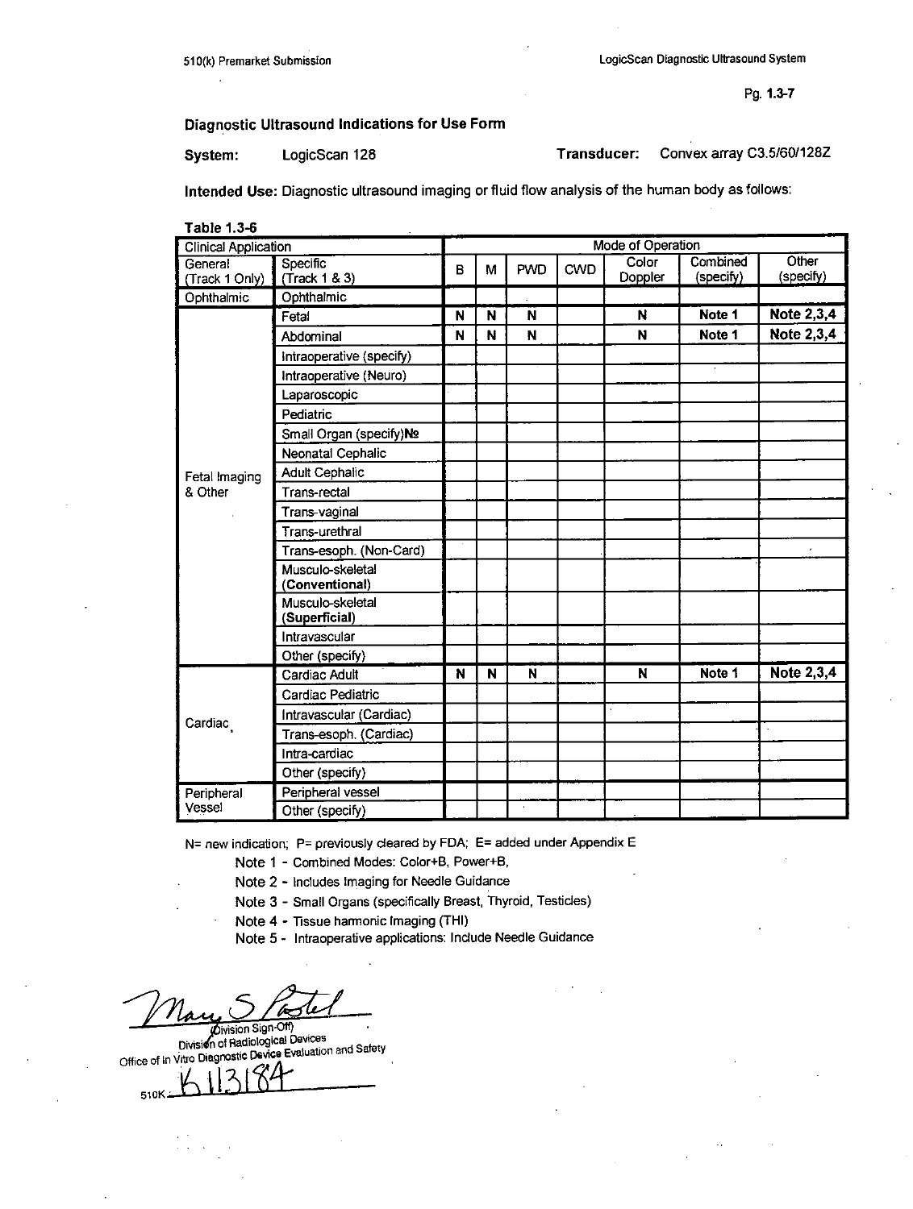## Diagnostic Ultrasound Indications for Use Form

**System:** LogicScan 128 **Transducer:** Convex array C3.5/60/128Z

**Intended Use:** Diagnostic ultrasound imaging or fluid flow analysis of the human body as follows:

**Table 1.3-6**

| Clinical Application | | Mode of Operation | | | | | | |
|---|---|---|---|---|---|---|---|---|
| General (Track 1 Only) | Specific (Track 1 & 3) | B | M | PWD | CWD | Color Doppler | Combined (specify) | Other (specify) |
| Ophthalmic | Ophthalmic | | | | | | | |
| Fetal Imaging & Other | Fetal | N | N | N | | N | Note 1 | Note 2,3,4 |
| | Abdominal | N | N | N | | N | Note 1 | Note 2,3,4 |
| | Intraoperative (specify) | | | | | | | |
| | Intraoperative (Neuro) | | | | | | | |
| | Laparoscopic | | | | | | | |
| | Pediatric | | | | | | | |
| | Small Organ (specify)№ | | | | | | | |
| | Neonatal Cephalic | | | | | | | |
| | Adult Cephalic | | | | | | | |
| | Trans-rectal | | | | | | | |
| | Trans-vaginal | | | | | | | |
| | Trans-urethral | | | | | | | |
| | Trans-esoph. (Non-Card) | | | | | | | |
| | Musculo-skeletal (**Conventional**) | | | | | | | |
| | Musculo-skeletal (**Superficial**) | | | | | | | |
| | Intravascular | | | | | | | |
| | Other (specify) | | | | | | | |
| Cardiac | Cardiac Adult | N | N | N | | N | Note 1 | Note 2,3,4 |
| | Cardiac Pediatric | | | | | | | |
| | Intravascular (Cardiac) | | | | | | | |
| | Trans-esoph. (Cardiac) | | | | | | | |
| | Intra-cardiac | | | | | | | |
| | Other (specify) | | | | | | | |
| Peripheral Vessel | Peripheral vessel | | | | | | | |
| | Other (specify) | | | | | | | |

N= new indication; P= previously cleared by FDA; E= added under Appendix E

Note 1 - Combined Modes: Color+B, Power+B,

Note 2 - Includes Imaging for Needle Guidance

Note 3 - Small Organs (specifically Breast, Thyroid, Testicles)

Note 4 - Tissue harmonic Imaging (THI)

Note 5 - Intraoperative applications: Include Needle Guidance

Mary S Pastel
(Division Sign-Off)
Division of Radiological Devices
Office of In Vitro Diagnostic Device Evaluation and Safety

510K K113184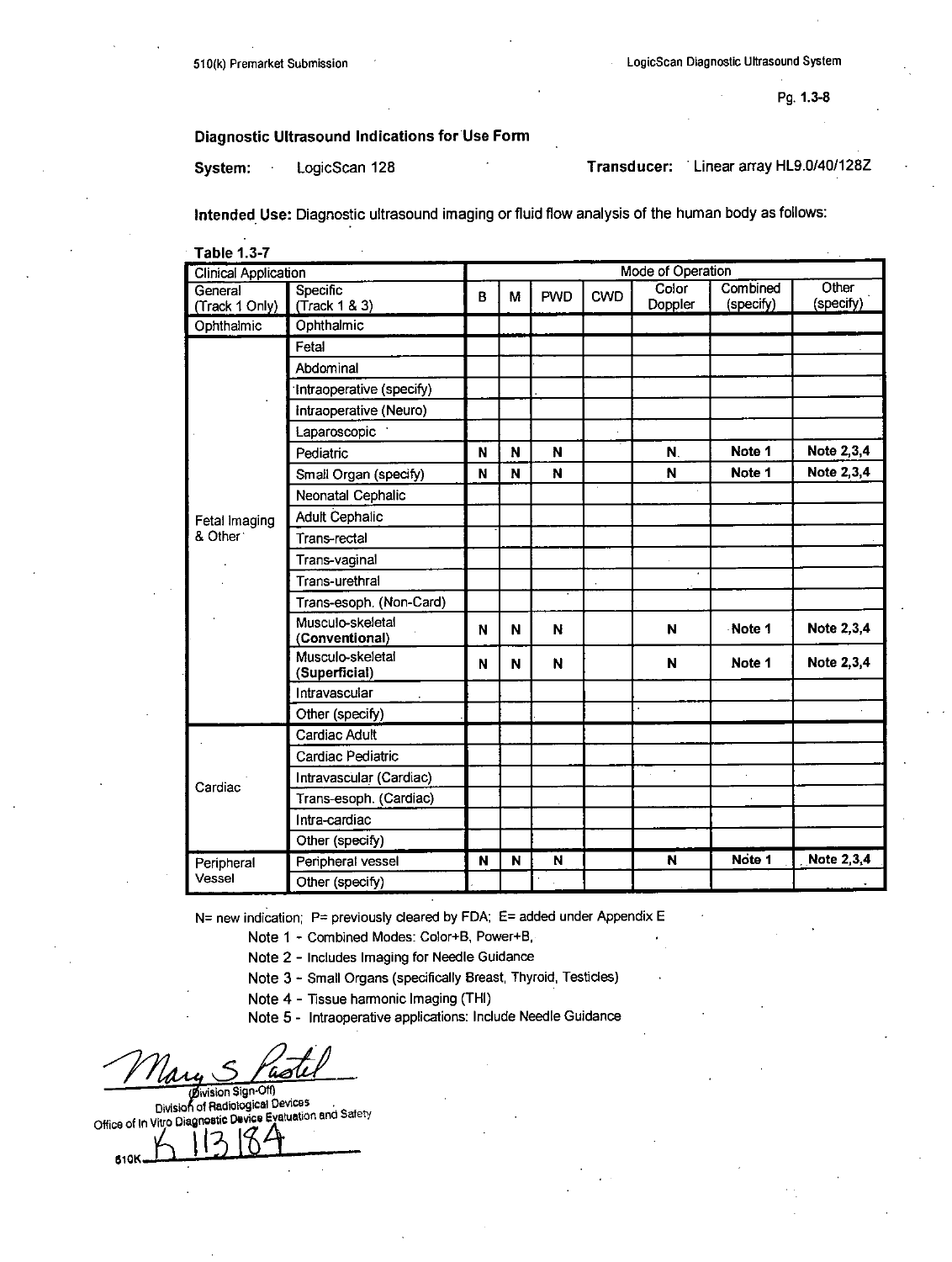Diagnostic Ultrasound Indications for Use Form

**System:** LogicScan 128 **Transducer:** Linear array HL9.0/40/128Z

**Intended Use:** Diagnostic ultrasound imaging or fluid flow analysis of the human body as follows:

**Table 1.3-7**

| Clinical Application | | Mode of Operation | | | | | | |
|---|---|---|---|---|---|---|---|---|
| General (Track 1 Only) | Specific (Track 1 & 3) | B | M | PWD | CWD | Color Doppler | Combined (specify) | Other (specify) |
| Ophthalmic | Ophthalmic | | | | | | | |
| Fetal Imaging & Other | Fetal | | | | | | | |
| | Abdominal | | | | | | | |
| | Intraoperative (specify) | | | | | | | |
| | Intraoperative (Neuro) | | | | | | | |
| | Laparoscopic | | | | | | | |
| | Pediatric | N | N | N | | N | Note 1 | Note 2,3,4 |
| | Small Organ (specify) | N | N | N | | N | Note 1 | Note 2,3,4 |
| | Neonatal Cephalic | | | | | | | |
| | Adult Cephalic | | | | | | | |
| | Trans-rectal | | | | | | | |
| | Trans-vaginal | | | | | | | |
| | Trans-urethral | | | | | | | |
| | Trans-esoph. (Non-Card) | | | | | | | |
| | Musculo-skeletal (**Conventional**) | N | N | N | | N | Note 1 | Note 2,3,4 |
| | Musculo-skeletal (**Superficial**) | N | N | N | | N | Note 1 | Note 2,3,4 |
| | Intravascular | | | | | | | |
| | Other (specify) | | | | | | | |
| Cardiac | Cardiac Adult | | | | | | | |
| | Cardiac Pediatric | | | | | | | |
| | Intravascular (Cardiac) | | | | | | | |
| | Trans-esoph. (Cardiac) | | | | | | | |
| | Intra-cardiac | | | | | | | |
| | Other (specify) | | | | | | | |
| Peripheral Vessel | Peripheral vessel | N | N | N | | N | Note 1 | Note 2,3,4 |
| | Other (specify) | | | | | | | |

N= new indication; P= previously cleared by FDA; E= added under Appendix E

Note 1 - Combined Modes: Color+B, Power+B,

Note 2 - Includes Imaging for Needle Guidance

Note 3 - Small Organs (specifically Breast, Thyroid, Testicles)

Note 4 - Tissue harmonic Imaging (THI)

Note 5 - Intraoperative applications: Include Needle Guidance

Mary S Pastel

(Division Sign-Off)
Division of Radiological Devices
Office of In Vitro Diagnostic Device Evaluation and Safety

510K K113184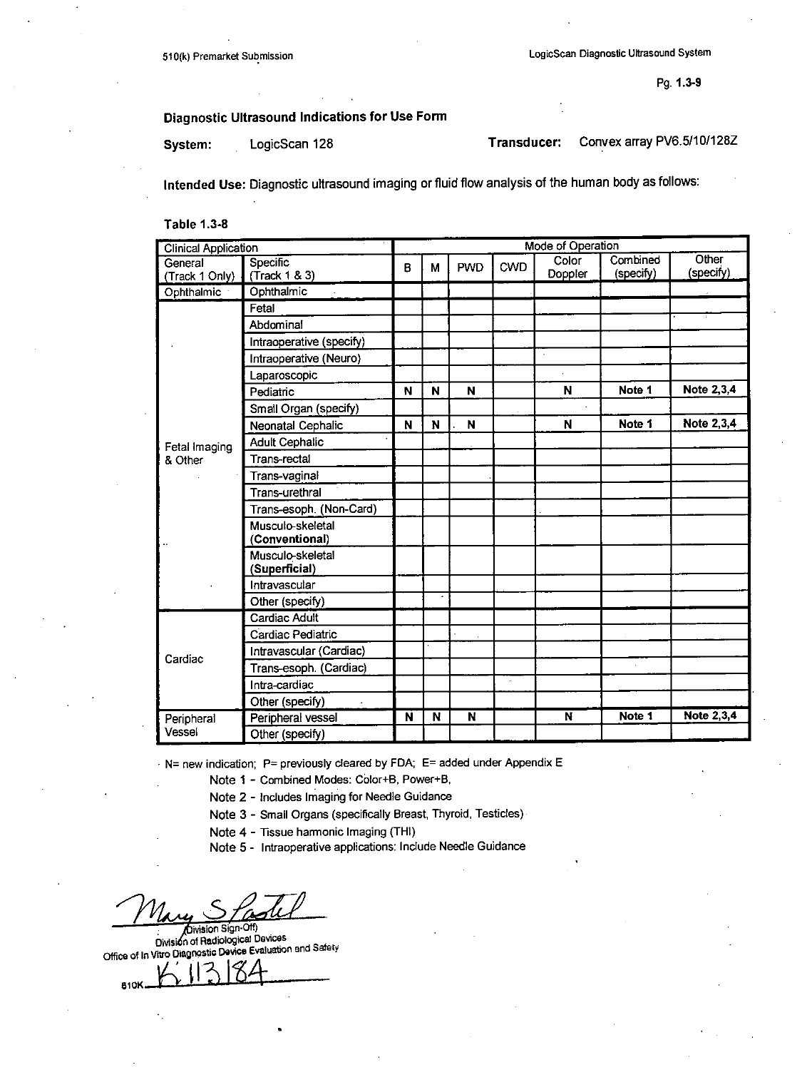## Diagnostic Ultrasound Indications for Use Form

**System:** LogicScan 128 **Transducer:** Convex array PV6.5/10/128Z

**Intended Use:** Diagnostic ultrasound imaging or fluid flow analysis of the human body as follows:

**Table 1.3-8**

| Clinical Application | | Mode of Operation | | | | | | |
|---|---|---|---|---|---|---|---|---|
| General (Track 1 Only) | Specific (Track 1 & 3) | B | M | PWD | CWD | Color Doppler | Combined (specify) | Other (specify) |
| Ophthalmic | Ophthalmic | | | | | | | |
| Fetal Imaging & Other | Fetal | | | | | | | |
| | Abdominal | | | | | | | |
| | Intraoperative (specify) | | | | | | | |
| | Intraoperative (Neuro) | | | | | | | |
| | Laparoscopic | | | | | | | |
| | Pediatric | N | N | N | | N | Note 1 | Note 2,3,4 |
| | Small Organ (specify) | | | | | | | |
| | Neonatal Cephalic | N | N | N | | N | Note 1 | Note 2,3,4 |
| | Adult Cephalic | | | | | | | |
| | Trans-rectal | | | | | | | |
| | Trans-vaginal | | | | | | | |
| | Trans-urethral | | | | | | | |
| | Trans-esoph. (Non-Card) | | | | | | | |
| | Musculo-skeletal (**Conventional**) | | | | | | | |
| | Musculo-skeletal (**Superficial**) | | | | | | | |
| | Intravascular | | | | | | | |
| | Other (specify) | | | | | | | |
| Cardiac | Cardiac Adult | | | | | | | |
| | Cardiac Pediatric | | | | | | | |
| | Intravascular (Cardiac) | | | | | | | |
| | Trans-esoph. (Cardiac) | | | | | | | |
| | Intra-cardiac | | | | | | | |
| | Other (specify) | | | | | | | |
| Peripheral Vessel | Peripheral vessel | N | N | N | | N | Note 1 | Note 2,3,4 |
| | Other (specify) | | | | | | | |

N= new indication; P= previously cleared by FDA; E= added under Appendix E

Note 1 - Combined Modes: Color+B, Power+B,

Note 2 - Includes Imaging for Needle Guidance

Note 3 - Small Organs (specifically Breast, Thyroid, Testicles)

Note 4 - Tissue harmonic Imaging (THI)

Note 5 - Intraoperative applications: Include Needle Guidance

Mary S Pastel

(Division Sign-Off)
Division of Radiological Devices
Office of In Vitro Diagnostic Device Evaluation and Safety

510K K113184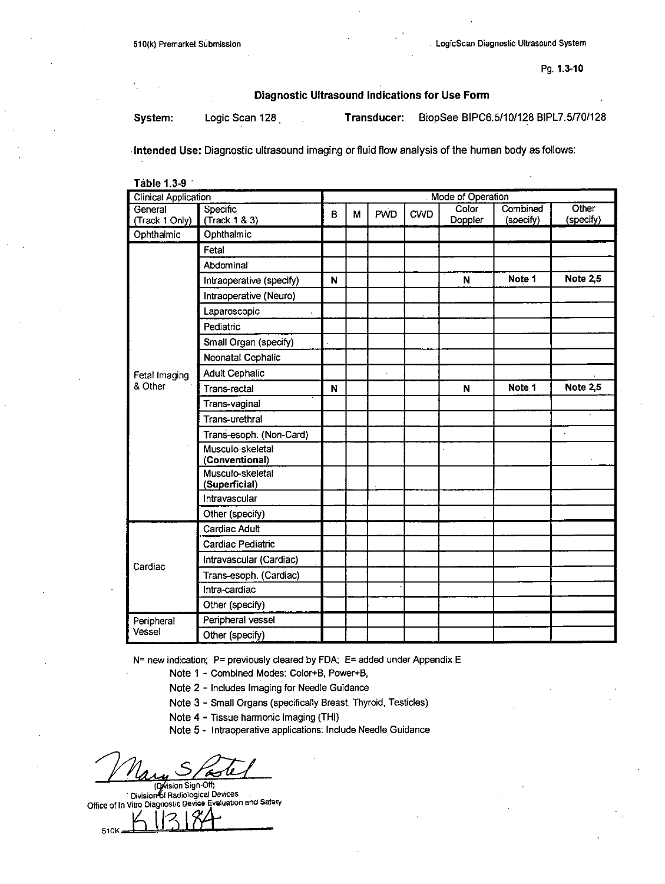Pg. 1.3-10

## Diagnostic Ultrasound Indications for Use Form

**System:** Logic Scan 128 **Transducer:** BiopSee BIPC6.5/10/128 BIPL7.5/70/128

**Intended Use:** Diagnostic ultrasound imaging or fluid flow analysis of the human body as follows:

**Table 1.3-9**

| Clinical Application | | Mode of Operation | | | | | | |
|---|---|---|---|---|---|---|---|---|
| General (Track 1 Only) | Specific (Track 1 & 3) | B | M | PWD | CWD | Color Doppler | Combined (specify) | Other (specify) |
| Ophthalmic | Ophthalmic | | | | | | | |
| Fetal Imaging & Other | Fetal | | | | | | | |
| | Abdominal | | | | | | | |
| | Intraoperative (specify) | N | | | | N | Note 1 | Note 2,5 |
| | Intraoperative (Neuro) | | | | | | | |
| | Laparoscopic | | | | | | | |
| | Pediatric | | | | | | | |
| | Small Organ (specify) | | | | | | | |
| | Neonatal Cephalic | | | | | | | |
| | Adult Cephalic | | | | | | | |
| | Trans-rectal | N | | | | N | Note 1 | Note 2,5 |
| | Trans-vaginal | | | | | | | |
| | Trans-urethral | | | | | | | |
| | Trans-esoph. (Non-Card) | | | | | | | |
| | Musculo-skeletal (**Conventional**) | | | | | | | |
| | Musculo-skeletal (**Superficial**) | | | | | | | |
| | Intravascular | | | | | | | |
| | Other (specify) | | | | | | | |
| Cardiac | Cardiac Adult | | | | | | | |
| | Cardiac Pediatric | | | | | | | |
| | Intravascular (Cardiac) | | | | | | | |
| | Trans-esoph. (Cardiac) | | | | | | | |
| | Intra-cardiac | | | | | | | |
| | Other (specify) | | | | | | | |
| Peripheral Vessel | Peripheral vessel | | | | | | | |
| | Other (specify) | | | | | | | |

N= new indication; P= previously cleared by FDA; E= added under Appendix E

Note 1 - Combined Modes: Color+B, Power+B,

Note 2 - Includes Imaging for Needle Guidance

Note 3 - Small Organs (specifically Breast, Thyroid, Testicles)

Note 4 - Tissue harmonic Imaging (THI)

Note 5 - Intraoperative applications: Include Needle Guidance

Mary S Pastel

(Division Sign-Off)
Division of Radiological Devices
Office of In Vitro Diagnostic Device Evaluation and Safety

510K K113184